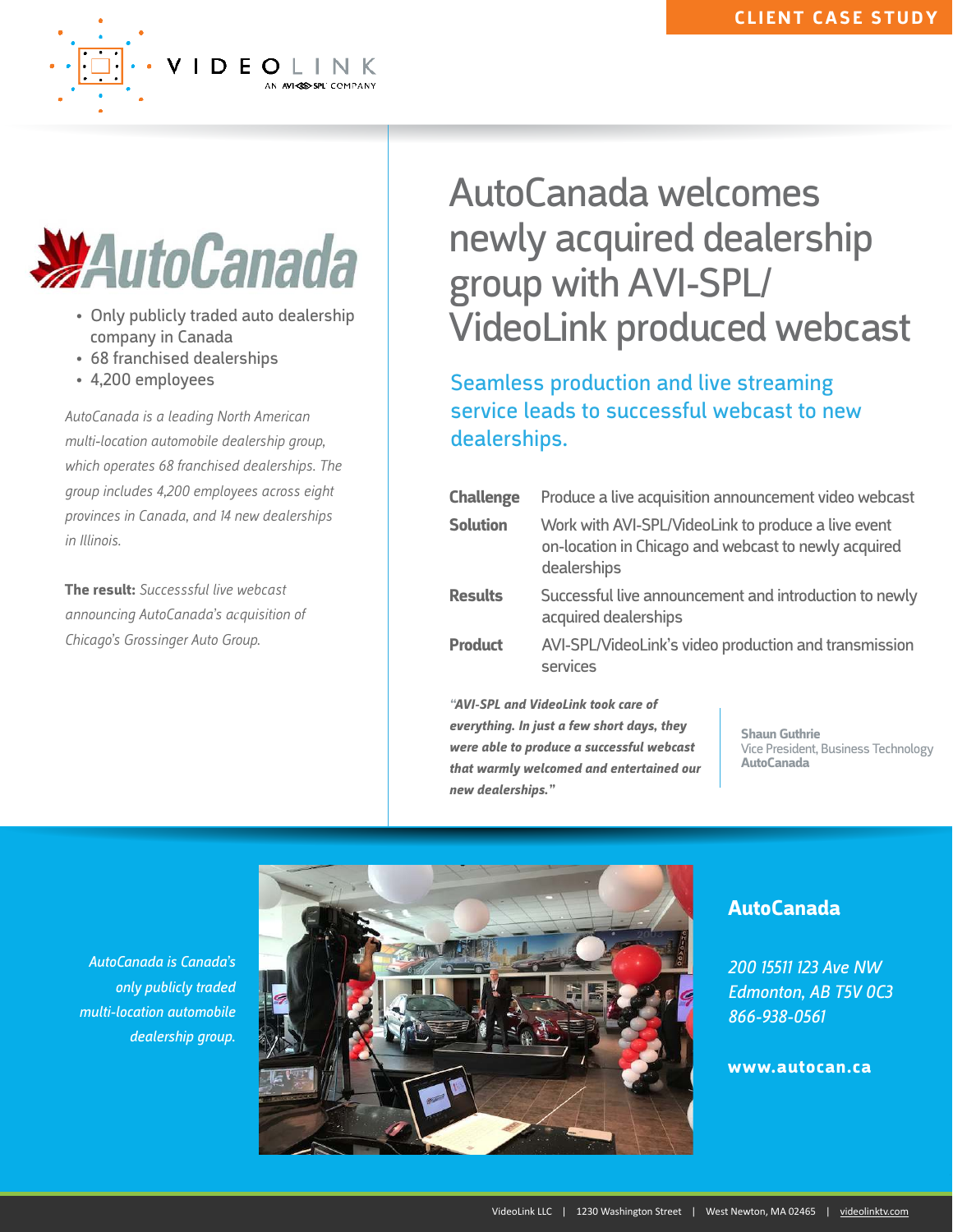CLIENT CASE STUDY

VIDEOLINK
AN AVI-SPL COMPANY

AutoCanada

- Only publicly traded auto dealership company in Canada
- 68 franchised dealerships
- 4,200 employees

*AutoCanada is a leading North American multi-location automobile dealership group, which operates 68 franchised dealerships. The group includes 4,200 employees across eight provinces in Canada, and 14 new dealerships in Illinois.*

**The result:** *Successsful live webcast announcing AutoCanada's acquisition of Chicago's Grossinger Auto Group.*

# AutoCanada welcomes newly acquired dealership group with AVI-SPL/ VideoLink produced webcast

## Seamless production and live streaming service leads to successful webcast to new dealerships.

| | |
|---|---|
| **Challenge** | Produce a live acquisition announcement video webcast |
| **Solution** | Work with AVI-SPL/VideoLink to produce a live event on-location in Chicago and webcast to newly acquired dealerships |
| **Results** | Successful live announcement and introduction to newly acquired dealerships |
| **Product** | AVI-SPL/VideoLink's video production and transmission services |

***"AVI-SPL and VideoLink took care of everything. In just a few short days, they were able to produce a successful webcast that warmly welcomed and entertained our new dealerships."***

**Shaun Guthrie**
Vice President, Business Technology
**AutoCanada**

*AutoCanada is Canada's only publicly traded multi-location automobile dealership group.*

**AutoCanada**

*200 15511 123 Ave NW*
*Edmonton, AB T5V 0C3*
*866-938-0561*

**www.autocan.ca**

VideoLink LLC | 1230 Washington Street | West Newton, MA 02465 | videolinktv.com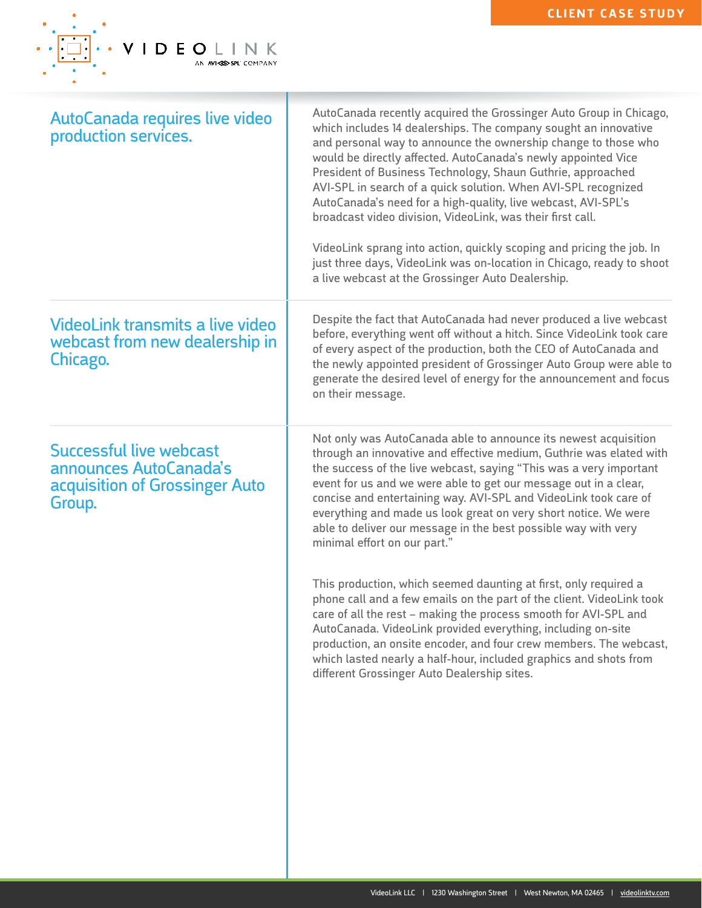CLIENT CASE STUDY

## AutoCanada requires live video production services.

AutoCanada recently acquired the Grossinger Auto Group in Chicago, which includes 14 dealerships. The company sought an innovative and personal way to announce the ownership change to those who would be directly affected. AutoCanada's newly appointed Vice President of Business Technology, Shaun Guthrie, approached AVI-SPL in search of a quick solution. When AVI-SPL recognized AutoCanada's need for a high-quality, live webcast, AVI-SPL's broadcast video division, VideoLink, was their first call.

VideoLink sprang into action, quickly scoping and pricing the job. In just three days, VideoLink was on-location in Chicago, ready to shoot a live webcast at the Grossinger Auto Dealership.

## VideoLink transmits a live video webcast from new dealership in Chicago.

Despite the fact that AutoCanada had never produced a live webcast before, everything went off without a hitch. Since VideoLink took care of every aspect of the production, both the CEO of AutoCanada and the newly appointed president of Grossinger Auto Group were able to generate the desired level of energy for the announcement and focus on their message.

## Successful live webcast announces AutoCanada's acquisition of Grossinger Auto Group.

Not only was AutoCanada able to announce its newest acquisition through an innovative and effective medium, Guthrie was elated with the success of the live webcast, saying "This was a very important event for us and we were able to get our message out in a clear, concise and entertaining way. AVI-SPL and VideoLink took care of everything and made us look great on very short notice. We were able to deliver our message in the best possible way with very minimal effort on our part."

This production, which seemed daunting at first, only required a phone call and a few emails on the part of the client. VideoLink took care of all the rest – making the process smooth for AVI-SPL and AutoCanada. VideoLink provided everything, including on-site production, an onsite encoder, and four crew members. The webcast, which lasted nearly a half-hour, included graphics and shots from different Grossinger Auto Dealership sites.

VideoLink LLC | 1230 Washington Street | West Newton, MA 02465 | videolinktv.com